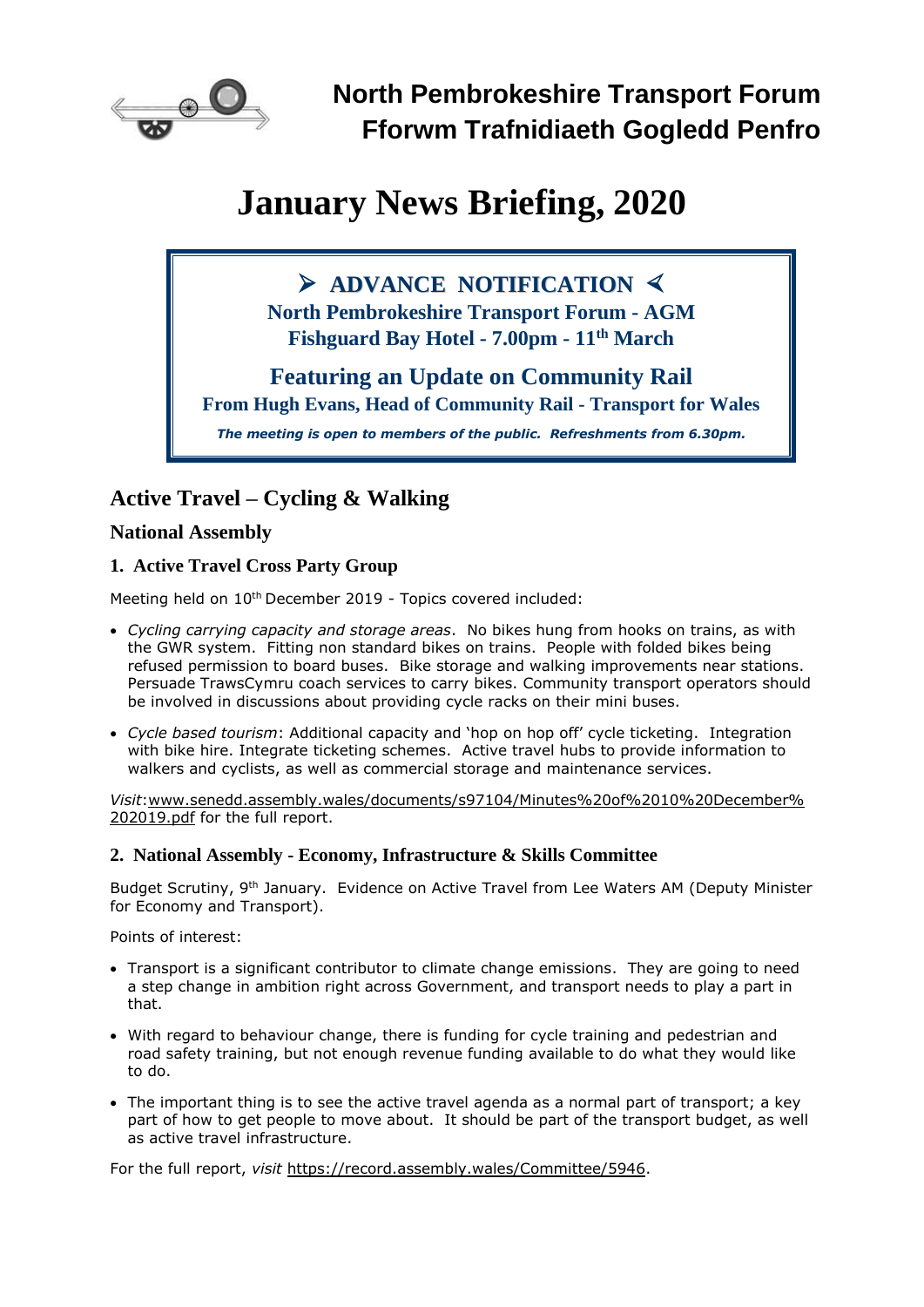# North Pembrokeshire Transport Forum
# Fforwm Trafnidiaeth Gogledd Penfro

# January News Briefing, 2020

> **➢ ADVANCE NOTIFICATION ≺**
>
> **North Pembrokeshire Transport Forum - AGM**
> **Fishguard Bay Hotel - 7.00pm - 11th March**
>
> **Featuring an Update on Community Rail**
> **From Hugh Evans, Head of Community Rail - Transport for Wales**
>
> ***The meeting is open to members of the public. Refreshments from 6.30pm.***

## Active Travel – Cycling & Walking

### National Assembly

#### 1. Active Travel Cross Party Group

Meeting held on 10th December 2019 - Topics covered included:

- *Cycling carrying capacity and storage areas*. No bikes hung from hooks on trains, as with the GWR system. Fitting non standard bikes on trains. People with folded bikes being refused permission to board buses. Bike storage and walking improvements near stations. Persuade TrawsCymru coach services to carry bikes. Community transport operators should be involved in discussions about providing cycle racks on their mini buses.
- *Cycle based tourism*: Additional capacity and 'hop on hop off' cycle ticketing. Integration with bike hire. Integrate ticketing schemes. Active travel hubs to provide information to walkers and cyclists, as well as commercial storage and maintenance services.

*Visit*:www.senedd.assembly.wales/documents/s97104/Minutes%20of%2010%20December%202019.pdf for the full report.

#### 2. National Assembly - Economy, Infrastructure & Skills Committee

Budget Scrutiny, 9th January. Evidence on Active Travel from Lee Waters AM (Deputy Minister for Economy and Transport).

Points of interest:

- Transport is a significant contributor to climate change emissions. They are going to need a step change in ambition right across Government, and transport needs to play a part in that.
- With regard to behaviour change, there is funding for cycle training and pedestrian and road safety training, but not enough revenue funding available to do what they would like to do.
- The important thing is to see the active travel agenda as a normal part of transport; a key part of how to get people to move about. It should be part of the transport budget, as well as active travel infrastructure.

For the full report, *visit* https://record.assembly.wales/Committee/5946.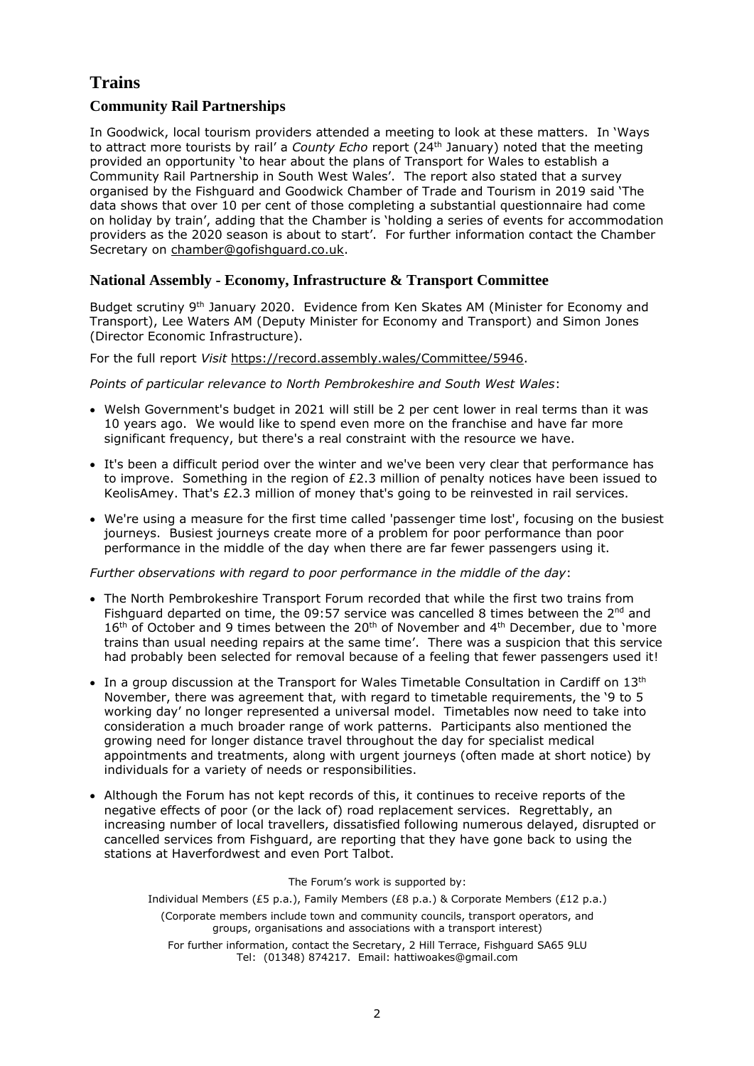# Trains

## Community Rail Partnerships

In Goodwick, local tourism providers attended a meeting to look at these matters. In 'Ways to attract more tourists by rail' a *County Echo* report (24th January) noted that the meeting provided an opportunity 'to hear about the plans of Transport for Wales to establish a Community Rail Partnership in South West Wales'. The report also stated that a survey organised by the Fishguard and Goodwick Chamber of Trade and Tourism in 2019 said 'The data shows that over 10 per cent of those completing a substantial questionnaire had come on holiday by train', adding that the Chamber is 'holding a series of events for accommodation providers as the 2020 season is about to start'. For further information contact the Chamber Secretary on chamber@gofishguard.co.uk.

## National Assembly - Economy, Infrastructure & Transport Committee

Budget scrutiny 9th January 2020. Evidence from Ken Skates AM (Minister for Economy and Transport), Lee Waters AM (Deputy Minister for Economy and Transport) and Simon Jones (Director Economic Infrastructure).

For the full report *Visit* https://record.assembly.wales/Committee/5946.

*Points of particular relevance to North Pembrokeshire and South West Wales*:

- Welsh Government's budget in 2021 will still be 2 per cent lower in real terms than it was 10 years ago. We would like to spend even more on the franchise and have far more significant frequency, but there's a real constraint with the resource we have.
- It's been a difficult period over the winter and we've been very clear that performance has to improve. Something in the region of £2.3 million of penalty notices have been issued to KeolisAmey. That's £2.3 million of money that's going to be reinvested in rail services.
- We're using a measure for the first time called 'passenger time lost', focusing on the busiest journeys. Busiest journeys create more of a problem for poor performance than poor performance in the middle of the day when there are far fewer passengers using it.

*Further observations with regard to poor performance in the middle of the day*:

- The North Pembrokeshire Transport Forum recorded that while the first two trains from Fishguard departed on time, the 09:57 service was cancelled 8 times between the 2nd and 16th of October and 9 times between the 20th of November and 4th December, due to 'more trains than usual needing repairs at the same time'. There was a suspicion that this service had probably been selected for removal because of a feeling that fewer passengers used it!
- In a group discussion at the Transport for Wales Timetable Consultation in Cardiff on 13th November, there was agreement that, with regard to timetable requirements, the '9 to 5 working day' no longer represented a universal model. Timetables now need to take into consideration a much broader range of work patterns. Participants also mentioned the growing need for longer distance travel throughout the day for specialist medical appointments and treatments, along with urgent journeys (often made at short notice) by individuals for a variety of needs or responsibilities.
- Although the Forum has not kept records of this, it continues to receive reports of the negative effects of poor (or the lack of) road replacement services. Regrettably, an increasing number of local travellers, dissatisfied following numerous delayed, disrupted or cancelled services from Fishguard, are reporting that they have gone back to using the stations at Haverfordwest and even Port Talbot.

The Forum's work is supported by:

Individual Members (£5 p.a.), Family Members (£8 p.a.) & Corporate Members (£12 p.a.)

(Corporate members include town and community councils, transport operators, and groups, organisations and associations with a transport interest)

For further information, contact the Secretary, 2 Hill Terrace, Fishguard SA65 9LU
Tel: (01348) 874217. Email: hattiwoakes@gmail.com